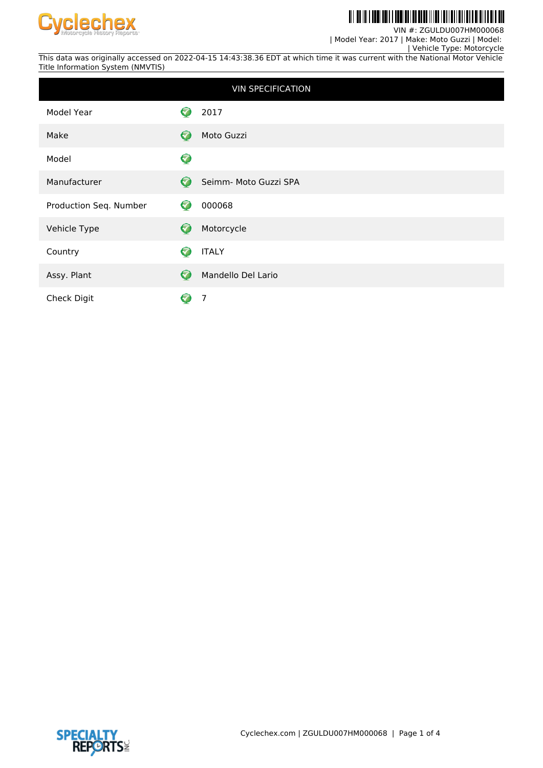VIN #: ZGULDU007HM000068
| Model Year: 2017 | Make: Moto Guzzi | Model:
| Vehicle Type: Motorcycle

This data was originally accessed on 2022-04-15 14:43:38.36 EDT at which time it was current with the National Motor Vehicle Title Information System (NMVTIS)

| VIN SPECIFICATION | |
|---|---|
| Model Year | 2017 |
| Make | Moto Guzzi |
| Model | |
| Manufacturer | Seimm- Moto Guzzi SPA |
| Production Seq. Number | 000068 |
| Vehicle Type | Motorcycle |
| Country | ITALY |
| Assy. Plant | Mandello Del Lario |
| Check Digit | 7 |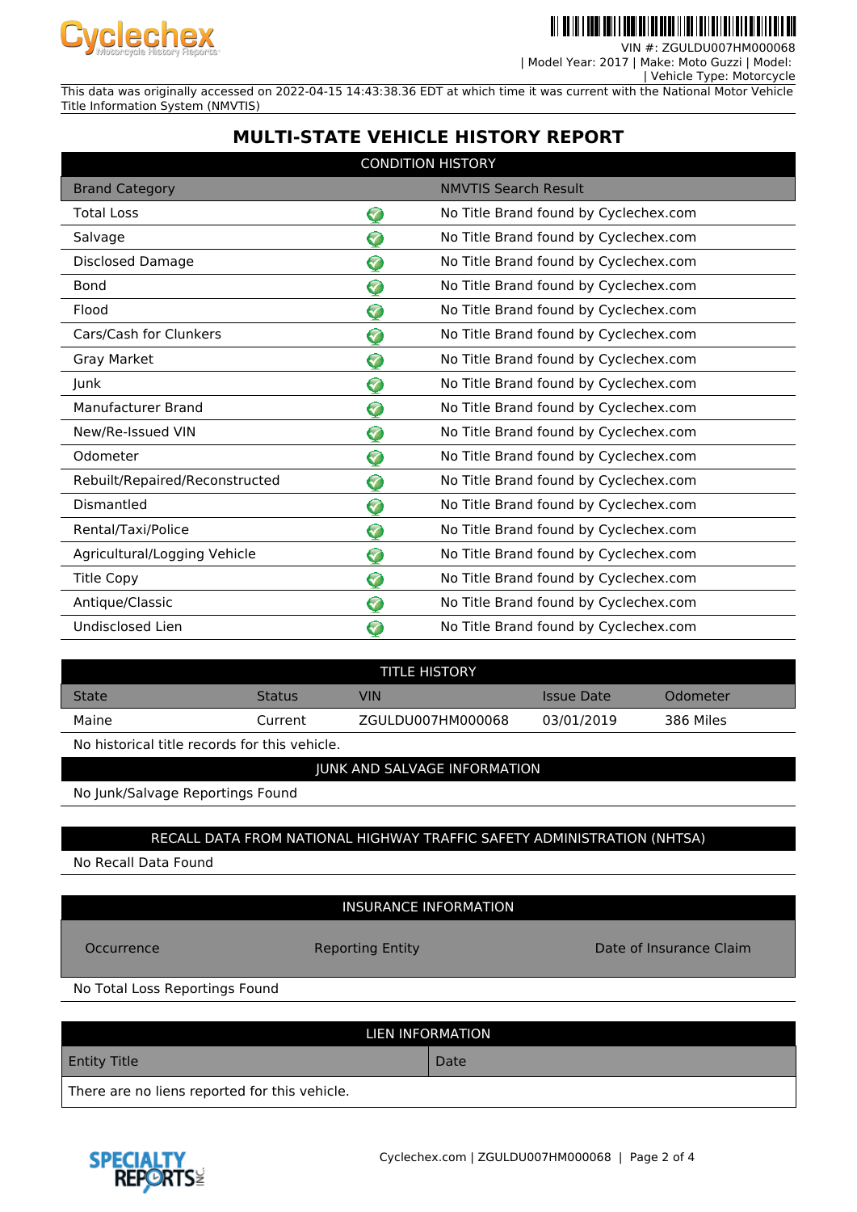VIN #: ZGULDU007HM000068
| Model Year: 2017 | Make: Moto Guzzi | Model:
| Vehicle Type: Motorcycle

This data was originally accessed on 2022-04-15 14:43:38.36 EDT at which time it was current with the National Motor Vehicle Title Information System (NMVTIS)

# MULTI-STATE VEHICLE HISTORY REPORT

| CONDITION HISTORY | | |
|---|---|---|
| Brand Category | | NMVTIS Search Result |
| Total Loss | ✓ | No Title Brand found by Cyclechex.com |
| Salvage | ✓ | No Title Brand found by Cyclechex.com |
| Disclosed Damage | ✓ | No Title Brand found by Cyclechex.com |
| Bond | ✓ | No Title Brand found by Cyclechex.com |
| Flood | ✓ | No Title Brand found by Cyclechex.com |
| Cars/Cash for Clunkers | ✓ | No Title Brand found by Cyclechex.com |
| Gray Market | ✓ | No Title Brand found by Cyclechex.com |
| Junk | ✓ | No Title Brand found by Cyclechex.com |
| Manufacturer Brand | ✓ | No Title Brand found by Cyclechex.com |
| New/Re-Issued VIN | ✓ | No Title Brand found by Cyclechex.com |
| Odometer | ✓ | No Title Brand found by Cyclechex.com |
| Rebuilt/Repaired/Reconstructed | ✓ | No Title Brand found by Cyclechex.com |
| Dismantled | ✓ | No Title Brand found by Cyclechex.com |
| Rental/Taxi/Police | ✓ | No Title Brand found by Cyclechex.com |
| Agricultural/Logging Vehicle | ✓ | No Title Brand found by Cyclechex.com |
| Title Copy | ✓ | No Title Brand found by Cyclechex.com |
| Antique/Classic | ✓ | No Title Brand found by Cyclechex.com |
| Undisclosed Lien | ✓ | No Title Brand found by Cyclechex.com |

| TITLE HISTORY | | | | |
|---|---|---|---|---|
| State | Status | VIN | Issue Date | Odometer |
| Maine | Current | ZGULDU007HM000068 | 03/01/2019 | 386 Miles |

No historical title records for this vehicle.

## JUNK AND SALVAGE INFORMATION

No Junk/Salvage Reportings Found

## RECALL DATA FROM NATIONAL HIGHWAY TRAFFIC SAFETY ADMINISTRATION (NHTSA)

No Recall Data Found

## INSURANCE INFORMATION

| Occurrence | Reporting Entity | Date of Insurance Claim |
|---|---|---|

No Total Loss Reportings Found

## LIEN INFORMATION

| Entity Title | Date |
|---|---|
| There are no liens reported for this vehicle. | |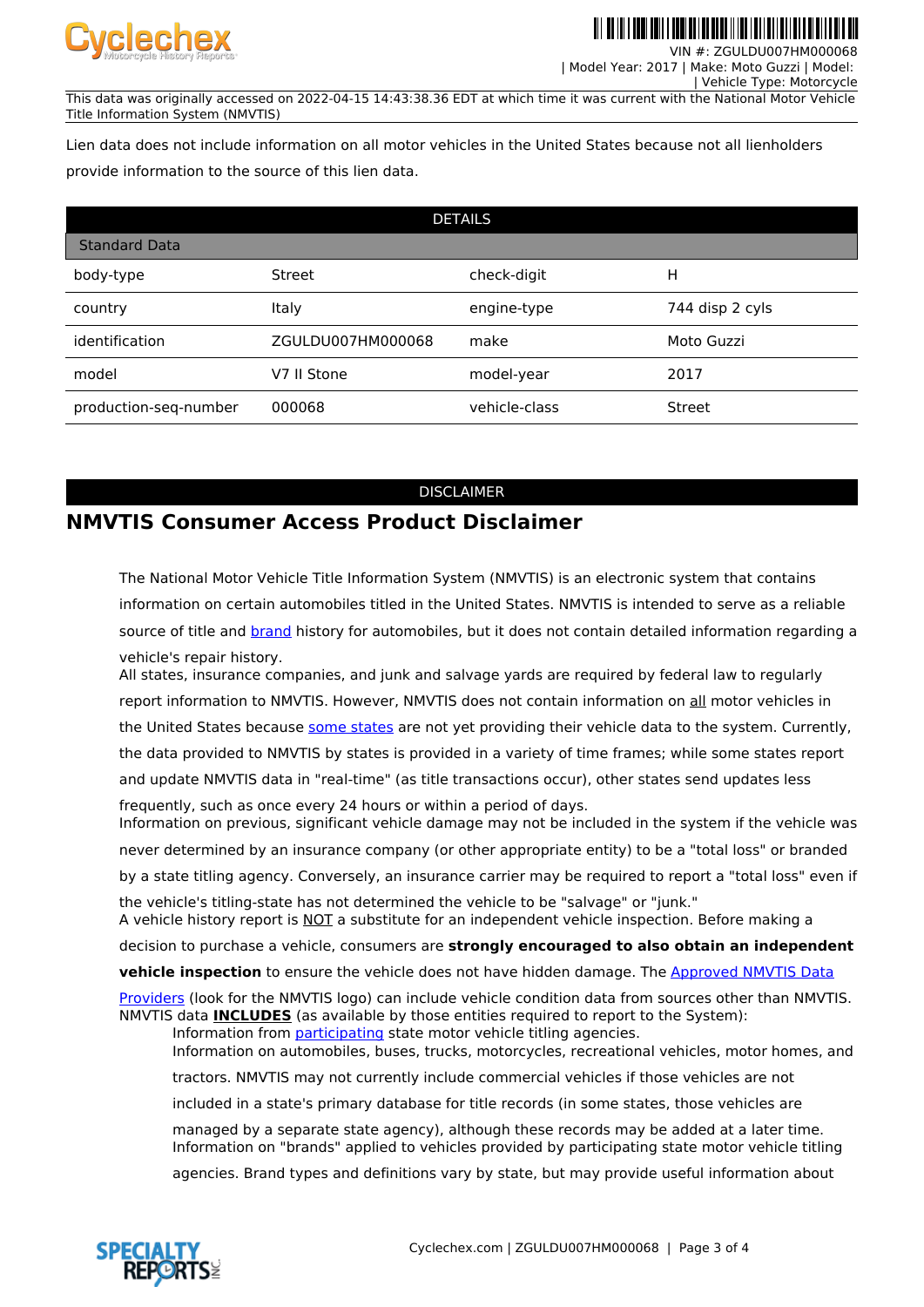This data was originally accessed on 2022-04-15 14:43:38.36 EDT at which time it was current with the National Motor Vehicle Title Information System (NMVTIS)

Lien data does not include information on all motor vehicles in the United States because not all lienholders provide information to the source of this lien data.

| DETAILS | | | |
|---|---|---|---|
| **Standard Data** | | | |
| body-type | Street | check-digit | H |
| country | Italy | engine-type | 744 disp 2 cyls |
| identification | ZGULDU007HM000068 | make | Moto Guzzi |
| model | V7 II Stone | model-year | 2017 |
| production-seq-number | 000068 | vehicle-class | Street |

DISCLAIMER

## NMVTIS Consumer Access Product Disclaimer

The National Motor Vehicle Title Information System (NMVTIS) is an electronic system that contains information on certain automobiles titled in the United States. NMVTIS is intended to serve as a reliable source of title and brand history for automobiles, but it does not contain detailed information regarding a vehicle's repair history.

All states, insurance companies, and junk and salvage yards are required by federal law to regularly report information to NMVTIS. However, NMVTIS does not contain information on all motor vehicles in the United States because some states are not yet providing their vehicle data to the system. Currently, the data provided to NMVTIS by states is provided in a variety of time frames; while some states report and update NMVTIS data in "real-time" (as title transactions occur), other states send updates less frequently, such as once every 24 hours or within a period of days.

Information on previous, significant vehicle damage may not be included in the system if the vehicle was never determined by an insurance company (or other appropriate entity) to be a "total loss" or branded by a state titling agency. Conversely, an insurance carrier may be required to report a "total loss" even if the vehicle's titling-state has not determined the vehicle to be "salvage" or "junk."

A vehicle history report is NOT a substitute for an independent vehicle inspection. Before making a decision to purchase a vehicle, consumers are **strongly encouraged to also obtain an independent vehicle inspection** to ensure the vehicle does not have hidden damage. The Approved NMVTIS Data Providers (look for the NMVTIS logo) can include vehicle condition data from sources other than NMVTIS.

NMVTIS data **INCLUDES** (as available by those entities required to report to the System):

- Information from participating state motor vehicle titling agencies.
- Information on automobiles, buses, trucks, motorcycles, recreational vehicles, motor homes, and tractors. NMVTIS may not currently include commercial vehicles if those vehicles are not included in a state's primary database for title records (in some states, those vehicles are managed by a separate state agency), although these records may be added at a later time.
- Information on "brands" applied to vehicles provided by participating state motor vehicle titling agencies. Brand types and definitions vary by state, but may provide useful information about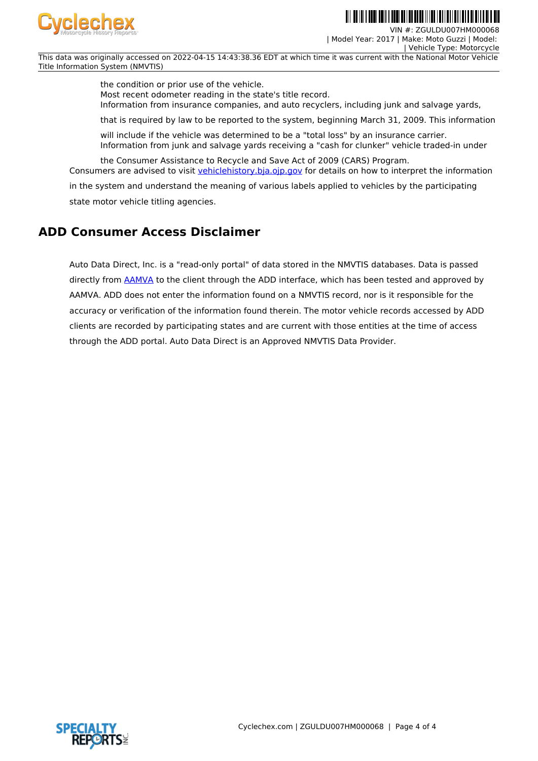the condition or prior use of the vehicle.

Most recent odometer reading in the state's title record.

Information from insurance companies, and auto recyclers, including junk and salvage yards, that is required by law to be reported to the system, beginning March 31, 2009. This information will include if the vehicle was determined to be a "total loss" by an insurance carrier.

Information from junk and salvage yards receiving a "cash for clunker" vehicle traded-in under the Consumer Assistance to Recycle and Save Act of 2009 (CARS) Program.

Consumers are advised to visit vehiclehistory.bja.ojp.gov for details on how to interpret the information in the system and understand the meaning of various labels applied to vehicles by the participating state motor vehicle titling agencies.

## ADD Consumer Access Disclaimer

Auto Data Direct, Inc. is a "read-only portal" of data stored in the NMVTIS databases. Data is passed directly from AAMVA to the client through the ADD interface, which has been tested and approved by AAMVA. ADD does not enter the information found on a NMVTIS record, nor is it responsible for the accuracy or verification of the information found therein. The motor vehicle records accessed by ADD clients are recorded by participating states and are current with those entities at the time of access through the ADD portal. Auto Data Direct is an Approved NMVTIS Data Provider.